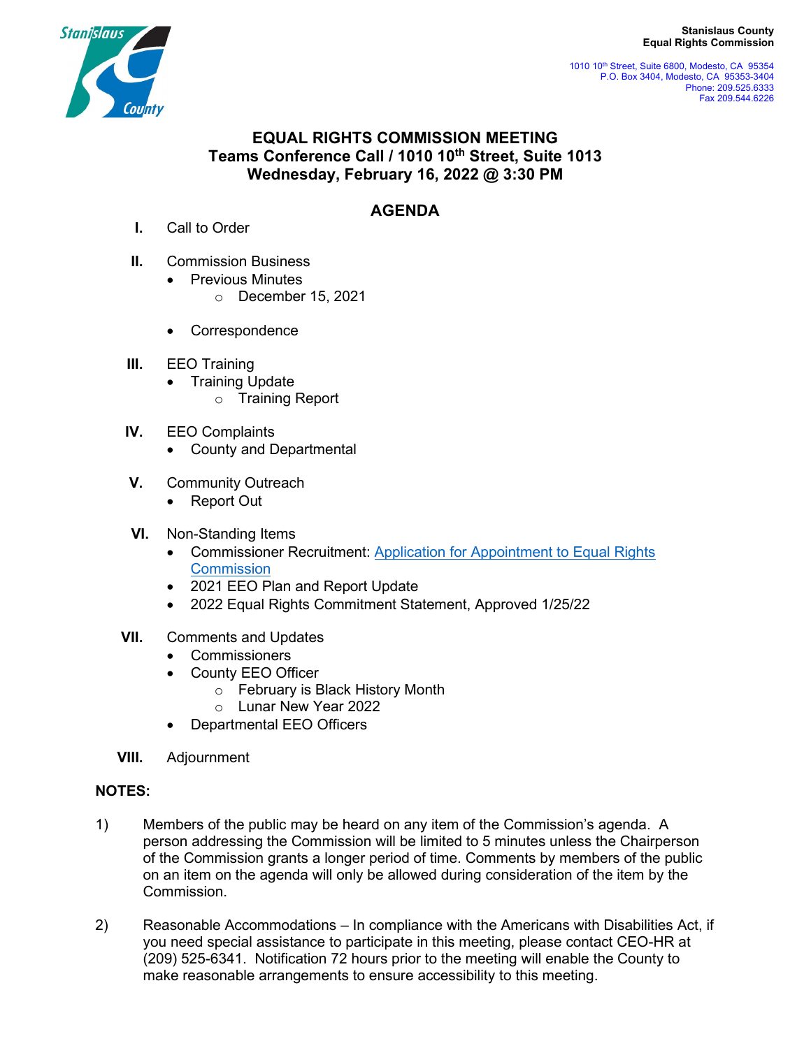Stanislaus County
Equal Rights Commission

1010 10th Street, Suite 6800, Modesto, CA 95354
P.O. Box 3404, Modesto, CA 95353-3404
Phone: 209.525.6333
Fax 209.544.6226

# EQUAL RIGHTS COMMISSION MEETING
## Teams Conference Call / 1010 10th Street, Suite 1013
## Wednesday, February 16, 2022 @ 3:30 PM

## AGENDA

**I.** Call to Order

**II.** Commission Business
- Previous Minutes
  - December 15, 2021
- Correspondence

**III.** EEO Training
- Training Update
  - Training Report

**IV.** EEO Complaints
- County and Departmental

**V.** Community Outreach
- Report Out

**VI.** Non-Standing Items
- Commissioner Recruitment: Application for Appointment to Equal Rights Commission
- 2021 EEO Plan and Report Update
- 2022 Equal Rights Commitment Statement, Approved 1/25/22

**VII.** Comments and Updates
- Commissioners
- County EEO Officer
  - February is Black History Month
  - Lunar New Year 2022
- Departmental EEO Officers

**VIII.** Adjournment

**NOTES:**

1) Members of the public may be heard on any item of the Commission's agenda. A person addressing the Commission will be limited to 5 minutes unless the Chairperson of the Commission grants a longer period of time. Comments by members of the public on an item on the agenda will only be allowed during consideration of the item by the Commission.

2) Reasonable Accommodations – In compliance with the Americans with Disabilities Act, if you need special assistance to participate in this meeting, please contact CEO-HR at (209) 525-6341. Notification 72 hours prior to the meeting will enable the County to make reasonable arrangements to ensure accessibility to this meeting.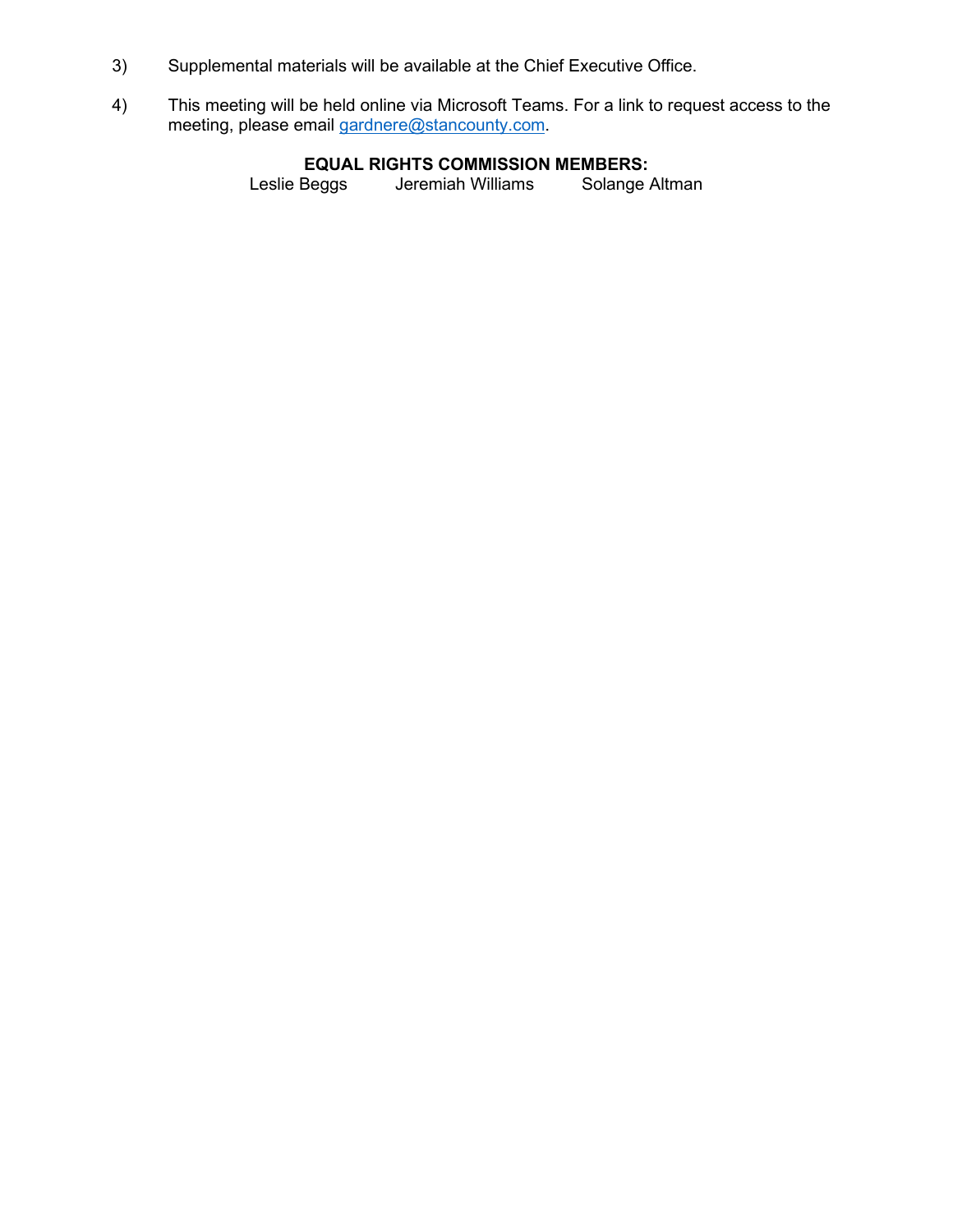3) Supplemental materials will be available at the Chief Executive Office.

4) This meeting will be held online via Microsoft Teams. For a link to request access to the meeting, please email gardnere@stancounty.com.

**EQUAL RIGHTS COMMISSION MEMBERS:**

Leslie Beggs   Jeremiah Williams   Solange Altman